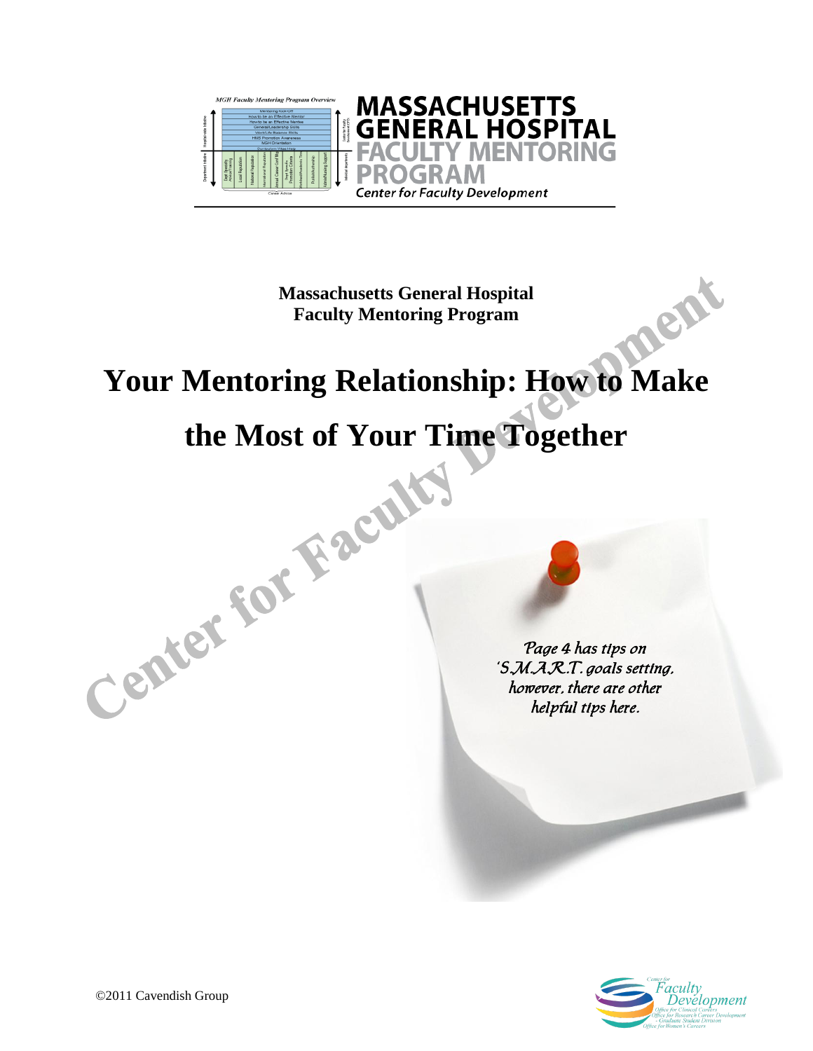**Massachusetts General Hospital**
**Faculty Mentoring Program**

# Your Mentoring Relationship: How to Make the Most of Your Time Together

*Page 4 has tips on 'S.M.A.R.T. goals setting, however, there are other helpful tips here.*

©2011 Cavendish Group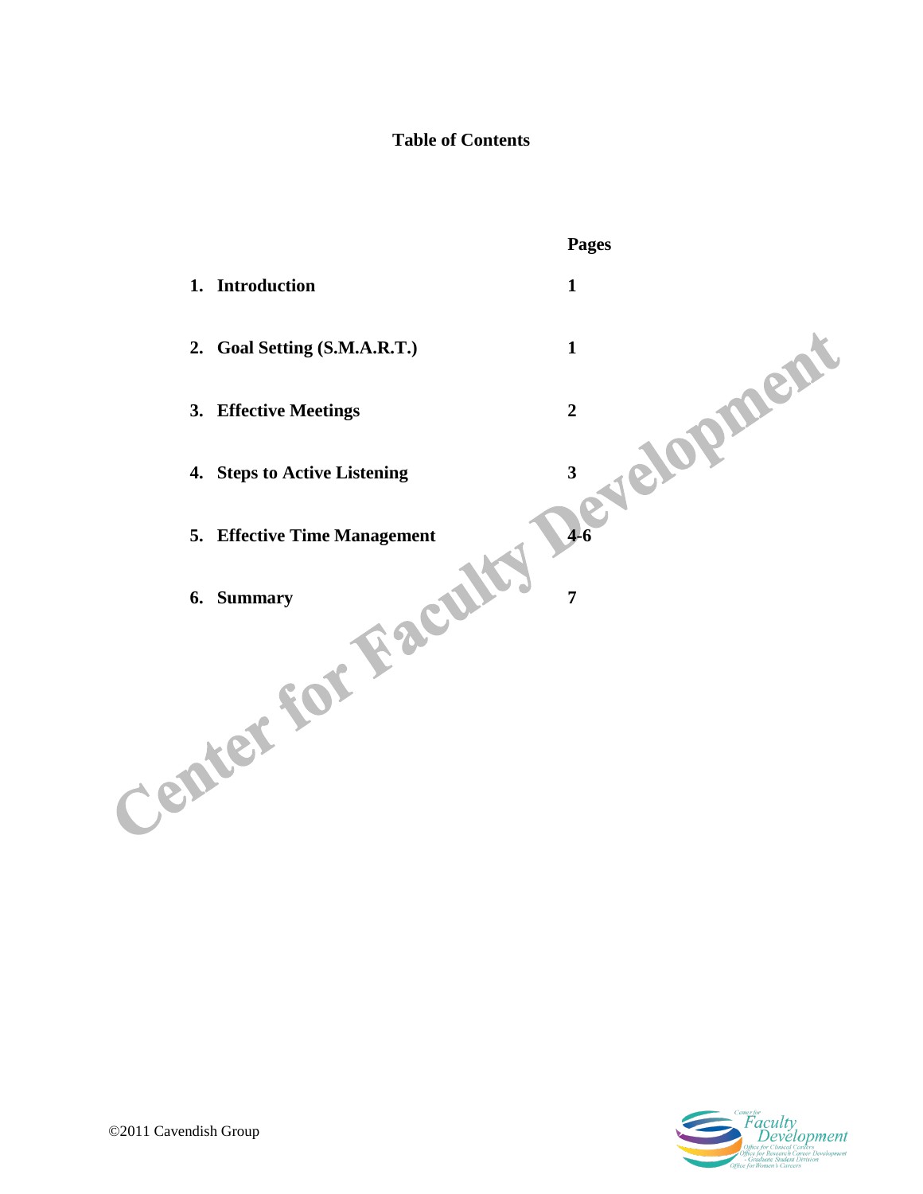# Table of Contents

| | Pages |
|---|---|
| **1. Introduction** | **1** |
| **2. Goal Setting (S.M.A.R.T.)** | **1** |
| **3. Effective Meetings** | **2** |
| **4. Steps to Active Listening** | **3** |
| **5. Effective Time Management** | **4-6** |
| **6. Summary** | **7** |

©2011 Cavendish Group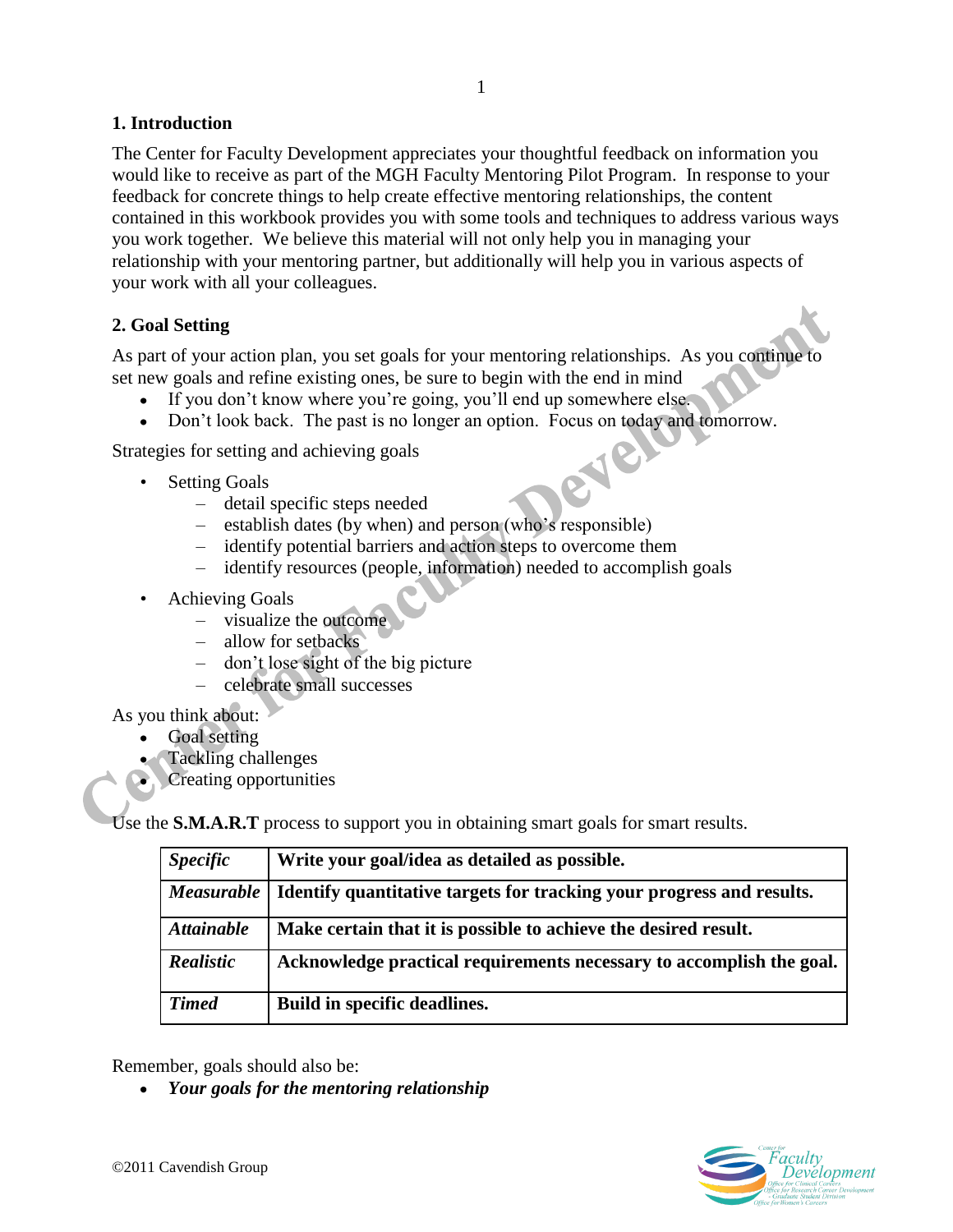## 1. Introduction

The Center for Faculty Development appreciates your thoughtful feedback on information you would like to receive as part of the MGH Faculty Mentoring Pilot Program. In response to your feedback for concrete things to help create effective mentoring relationships, the content contained in this workbook provides you with some tools and techniques to address various ways you work together. We believe this material will not only help you in managing your relationship with your mentoring partner, but additionally will help you in various aspects of your work with all your colleagues.

## 2. Goal Setting

As part of your action plan, you set goals for your mentoring relationships. As you continue to set new goals and refine existing ones, be sure to begin with the end in mind

- If you don't know where you're going, you'll end up somewhere else.
- Don't look back. The past is no longer an option. Focus on today and tomorrow.

Strategies for setting and achieving goals

- Setting Goals
  - detail specific steps needed
  - establish dates (by when) and person (who's responsible)
  - identify potential barriers and action steps to overcome them
  - identify resources (people, information) needed to accomplish goals
- Achieving Goals
  - visualize the outcome
  - allow for setbacks
  - don't lose sight of the big picture
  - celebrate small successes

As you think about:

- Goal setting
- Tackling challenges
- Creating opportunities

Use the **S.M.A.R.T** process to support you in obtaining smart goals for smart results.

| ***Specific*** | **Write your goal/idea as detailed as possible.** |
|---|---|
| ***Measurable*** | **Identify quantitative targets for tracking your progress and results.** |
| ***Attainable*** | **Make certain that it is possible to achieve the desired result.** |
| ***Realistic*** | **Acknowledge practical requirements necessary to accomplish the goal.** |
| ***Timed*** | **Build in specific deadlines.** |

Remember, goals should also be:

- ***Your goals for the mentoring relationship***

©2011 Cavendish Group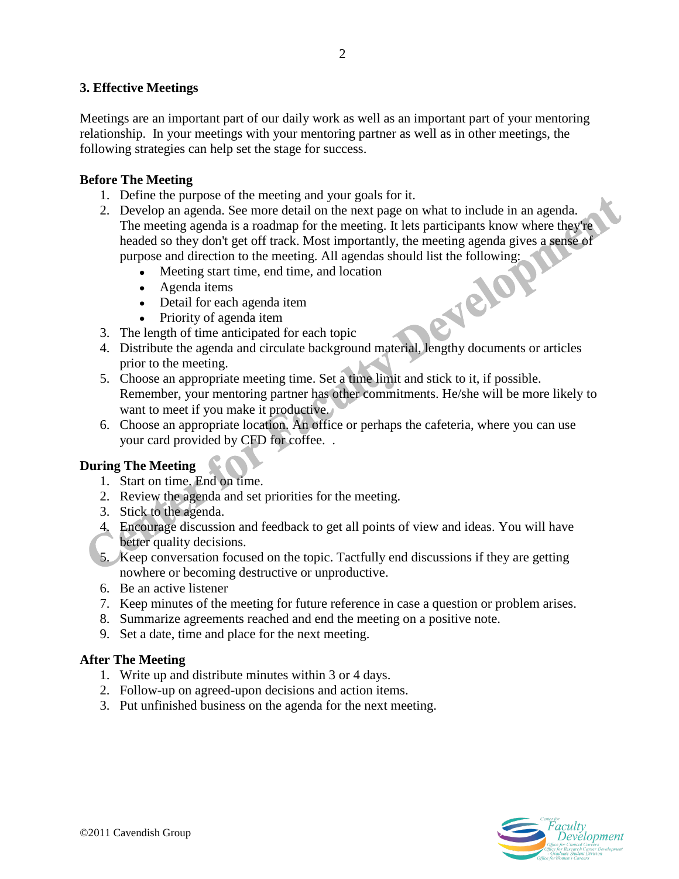### 3. Effective Meetings

Meetings are an important part of our daily work as well as an important part of your mentoring relationship. In your meetings with your mentoring partner as well as in other meetings, the following strategies can help set the stage for success.

**Before The Meeting**

1. Define the purpose of the meeting and your goals for it.
2. Develop an agenda. See more detail on the next page on what to include in an agenda. The meeting agenda is a roadmap for the meeting. It lets participants know where they're headed so they don't get off track. Most importantly, the meeting agenda gives a sense of purpose and direction to the meeting. All agendas should list the following:
   - Meeting start time, end time, and location
   - Agenda items
   - Detail for each agenda item
   - Priority of agenda item
3. The length of time anticipated for each topic
4. Distribute the agenda and circulate background material, lengthy documents or articles prior to the meeting.
5. Choose an appropriate meeting time. Set a time limit and stick to it, if possible. Remember, your mentoring partner has other commitments. He/she will be more likely to want to meet if you make it productive.
6. Choose an appropriate location. An office or perhaps the cafeteria, where you can use your card provided by CFD for coffee. .

**During The Meeting**

1. Start on time. End on time.
2. Review the agenda and set priorities for the meeting.
3. Stick to the agenda.
4. Encourage discussion and feedback to get all points of view and ideas. You will have better quality decisions.
5. Keep conversation focused on the topic. Tactfully end discussions if they are getting nowhere or becoming destructive or unproductive.
6. Be an active listener
7. Keep minutes of the meeting for future reference in case a question or problem arises.
8. Summarize agreements reached and end the meeting on a positive note.
9. Set a date, time and place for the next meeting.

**After The Meeting**

1. Write up and distribute minutes within 3 or 4 days.
2. Follow-up on agreed-upon decisions and action items.
3. Put unfinished business on the agenda for the next meeting.

©2011 Cavendish Group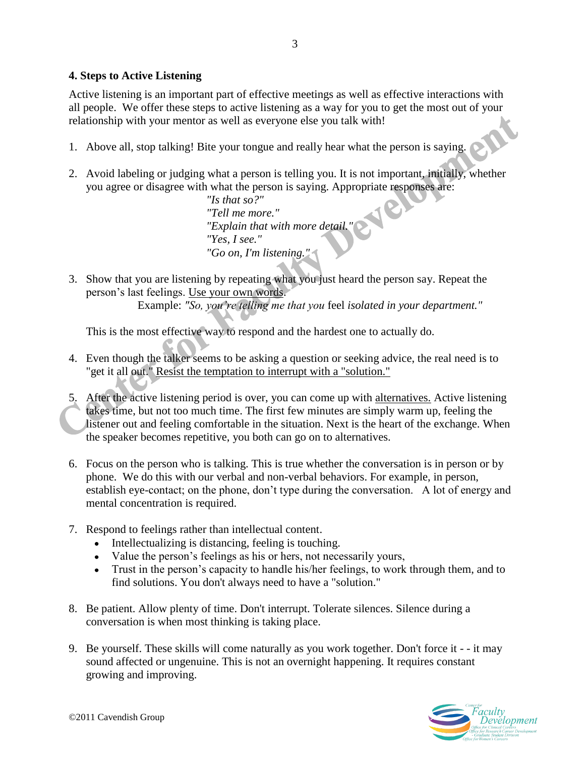### 4. Steps to Active Listening

Active listening is an important part of effective meetings as well as effective interactions with all people. We offer these steps to active listening as a way for you to get the most out of your relationship with your mentor as well as everyone else you talk with!

1. Above all, stop talking! Bite your tongue and really hear what the person is saying.

2. Avoid labeling or judging what a person is telling you. It is not important, initially, whether you agree or disagree with what the person is saying. Appropriate responses are:

   *"Is that so?"*
   *"Tell me more."*
   *"Explain that with more detail."*
   *"Yes, I see."*
   *"Go on, I'm listening."*

3. Show that you are listening by repeating what you just heard the person say. Repeat the person's last feelings. Use your own words.

   Example: *"So, you're telling me that you* feel *isolated in your department."*

   This is the most effective way to respond and the hardest one to actually do.

4. Even though the talker seems to be asking a question or seeking advice, the real need is to "get it all out." Resist the temptation to interrupt with a "solution."

5. After the active listening period is over, you can come up with alternatives. Active listening takes time, but not too much time. The first few minutes are simply warm up, feeling the listener out and feeling comfortable in the situation. Next is the heart of the exchange. When the speaker becomes repetitive, you both can go on to alternatives.

6. Focus on the person who is talking. This is true whether the conversation is in person or by phone. We do this with our verbal and non-verbal behaviors. For example, in person, establish eye-contact; on the phone, don't type during the conversation. A lot of energy and mental concentration is required.

7. Respond to feelings rather than intellectual content.
   - Intellectualizing is distancing, feeling is touching.
   - Value the person's feelings as his or hers, not necessarily yours,
   - Trust in the person's capacity to handle his/her feelings, to work through them, and to find solutions. You don't always need to have a "solution."

8. Be patient. Allow plenty of time. Don't interrupt. Tolerate silences. Silence during a conversation is when most thinking is taking place.

9. Be yourself. These skills will come naturally as you work together. Don't force it - - it may sound affected or ungenuine. This is not an overnight happening. It requires constant growing and improving.

©2011 Cavendish Group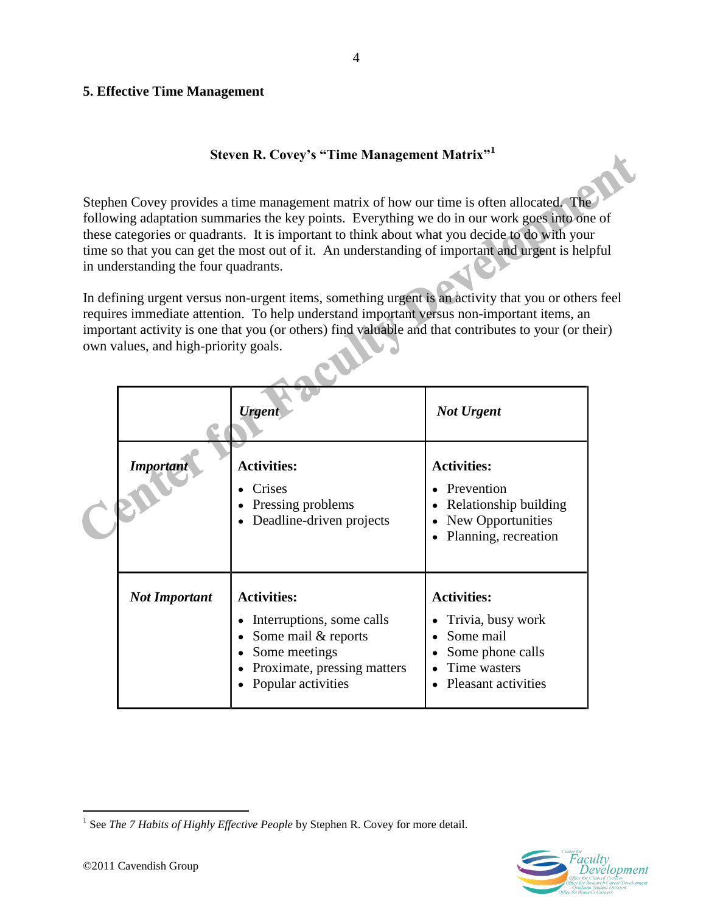## 5. Effective Time Management

### Steven R. Covey's "Time Management Matrix"[1]

Stephen Covey provides a time management matrix of how our time is often allocated. The following adaptation summaries the key points. Everything we do in our work goes into one of these categories or quadrants. It is important to think about what you decide to do with your time so that you can get the most out of it. An understanding of important and urgent is helpful in understanding the four quadrants.

In defining urgent versus non-urgent items, something urgent is an activity that you or others feel requires immediate attention. To help understand important versus non-important items, an important activity is one that you (or others) find valuable and that contributes to your (or their) own values, and high-priority goals.

| | ***Urgent*** | ***Not Urgent*** |
|---|---|---|
| ***Important*** | **Activities:**<br>• Crises<br>• Pressing problems<br>• Deadline-driven projects | **Activities:**<br>• Prevention<br>• Relationship building<br>• New Opportunities<br>• Planning, recreation |
| ***Not Important*** | **Activities:**<br>• Interruptions, some calls<br>• Some mail & reports<br>• Some meetings<br>• Proximate, pressing matters<br>• Popular activities | **Activities:**<br>• Trivia, busy work<br>• Some mail<br>• Some phone calls<br>• Time wasters<br>• Pleasant activities |

[1] See *The 7 Habits of Highly Effective People* by Stephen R. Covey for more detail.

©2011 Cavendish Group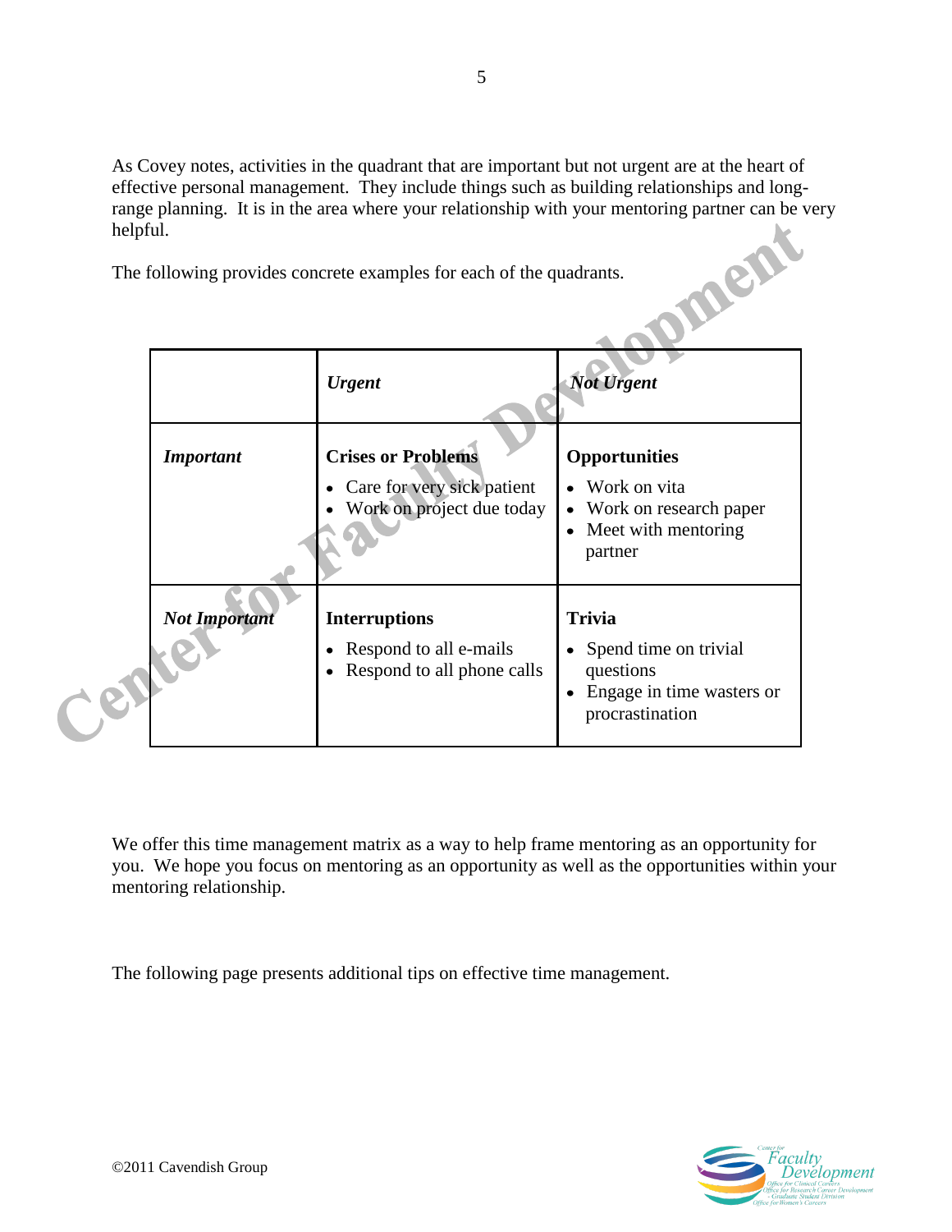As Covey notes, activities in the quadrant that are important but not urgent are at the heart of effective personal management. They include things such as building relationships and long-range planning. It is in the area where your relationship with your mentoring partner can be very helpful.

The following provides concrete examples for each of the quadrants.

| | ***Urgent*** | ***Not Urgent*** |
|---|---|---|
| ***Important*** | **Crises or Problems**<br>• Care for very sick patient<br>• Work on project due today | **Opportunities**<br>• Work on vita<br>• Work on research paper<br>• Meet with mentoring partner |
| ***Not Important*** | **Interruptions**<br>• Respond to all e-mails<br>• Respond to all phone calls | **Trivia**<br>• Spend time on trivial questions<br>• Engage in time wasters or procrastination |

We offer this time management matrix as a way to help frame mentoring as an opportunity for you. We hope you focus on mentoring as an opportunity as well as the opportunities within your mentoring relationship.

The following page presents additional tips on effective time management.

©2011 Cavendish Group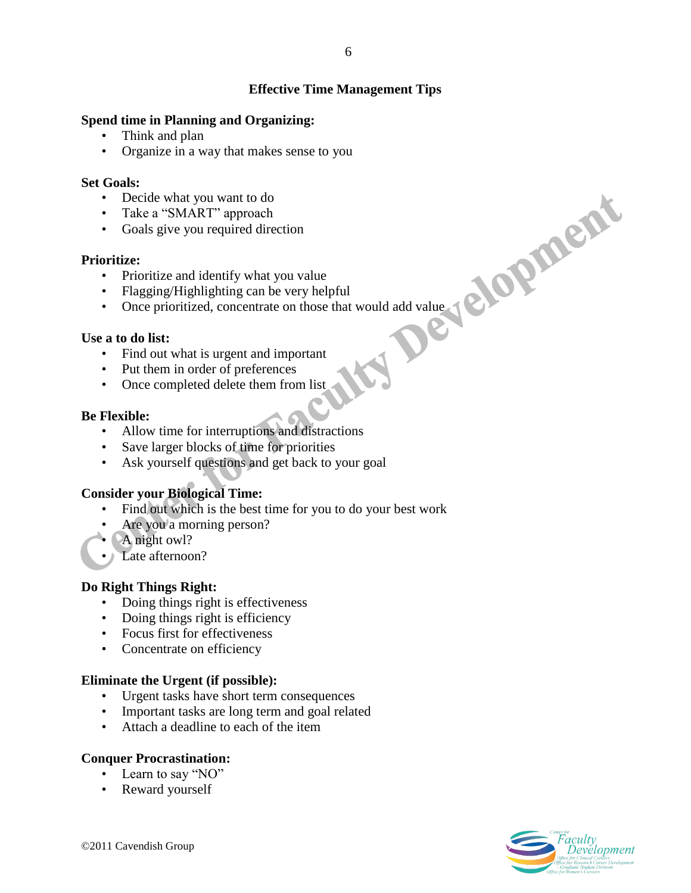## Effective Time Management Tips

**Spend time in Planning and Organizing:**

- Think and plan
- Organize in a way that makes sense to you

**Set Goals:**

- Decide what you want to do
- Take a "SMART" approach
- Goals give you required direction

**Prioritize:**

- Prioritize and identify what you value
- Flagging/Highlighting can be very helpful
- Once prioritized, concentrate on those that would add value

**Use a to do list:**

- Find out what is urgent and important
- Put them in order of preferences
- Once completed delete them from list

**Be Flexible:**

- Allow time for interruptions and distractions
- Save larger blocks of time for priorities
- Ask yourself questions and get back to your goal

**Consider your Biological Time:**

- Find out which is the best time for you to do your best work
- Are you a morning person?
- A night owl?
- Late afternoon?

**Do Right Things Right:**

- Doing things right is effectiveness
- Doing things right is efficiency
- Focus first for effectiveness
- Concentrate on efficiency

**Eliminate the Urgent (if possible):**

- Urgent tasks have short term consequences
- Important tasks are long term and goal related
- Attach a deadline to each of the item

**Conquer Procrastination:**

- Learn to say "NO"
- Reward yourself

©2011 Cavendish Group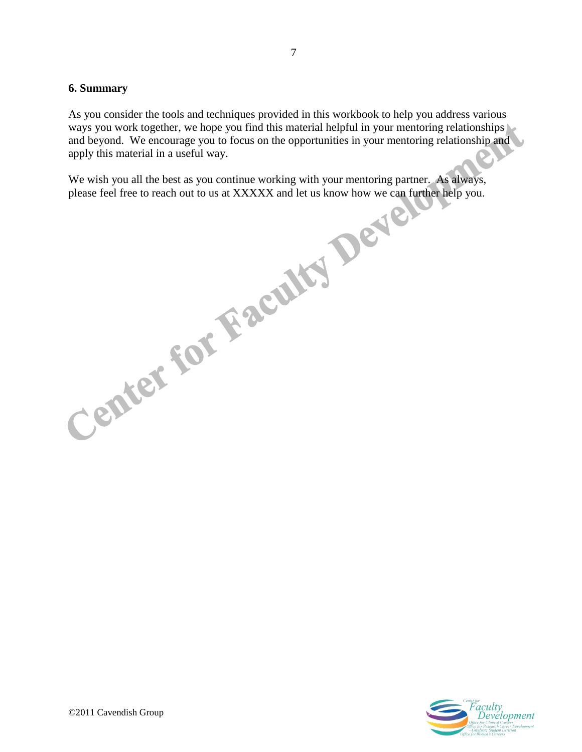## 6. Summary

As you consider the tools and techniques provided in this workbook to help you address various ways you work together, we hope you find this material helpful in your mentoring relationships and beyond. We encourage you to focus on the opportunities in your mentoring relationship and apply this material in a useful way.

We wish you all the best as you continue working with your mentoring partner. As always, please feel free to reach out to us at XXXXX and let us know how we can further help you.